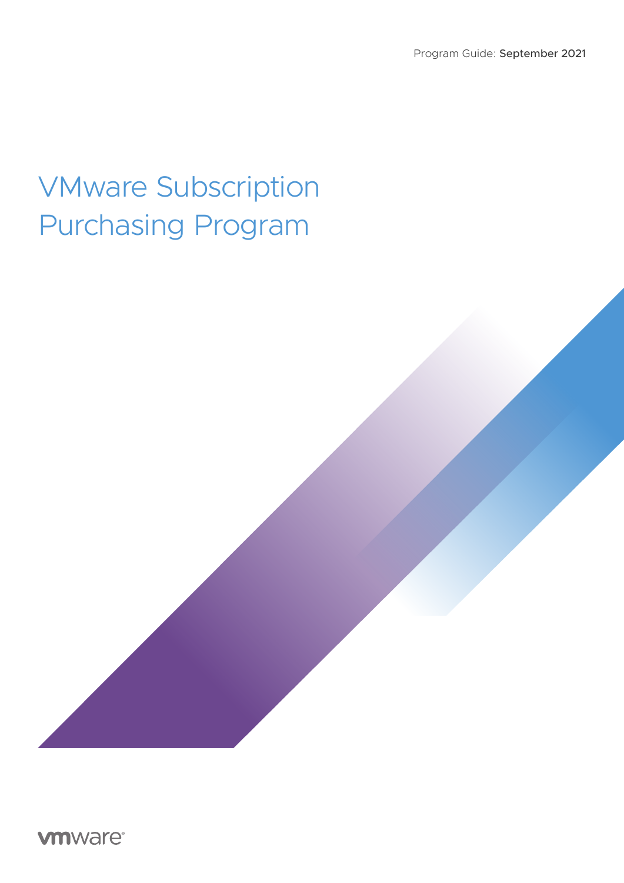Program Guide: **September 2021**

# VMware Subscription Purchasing Program

vmware®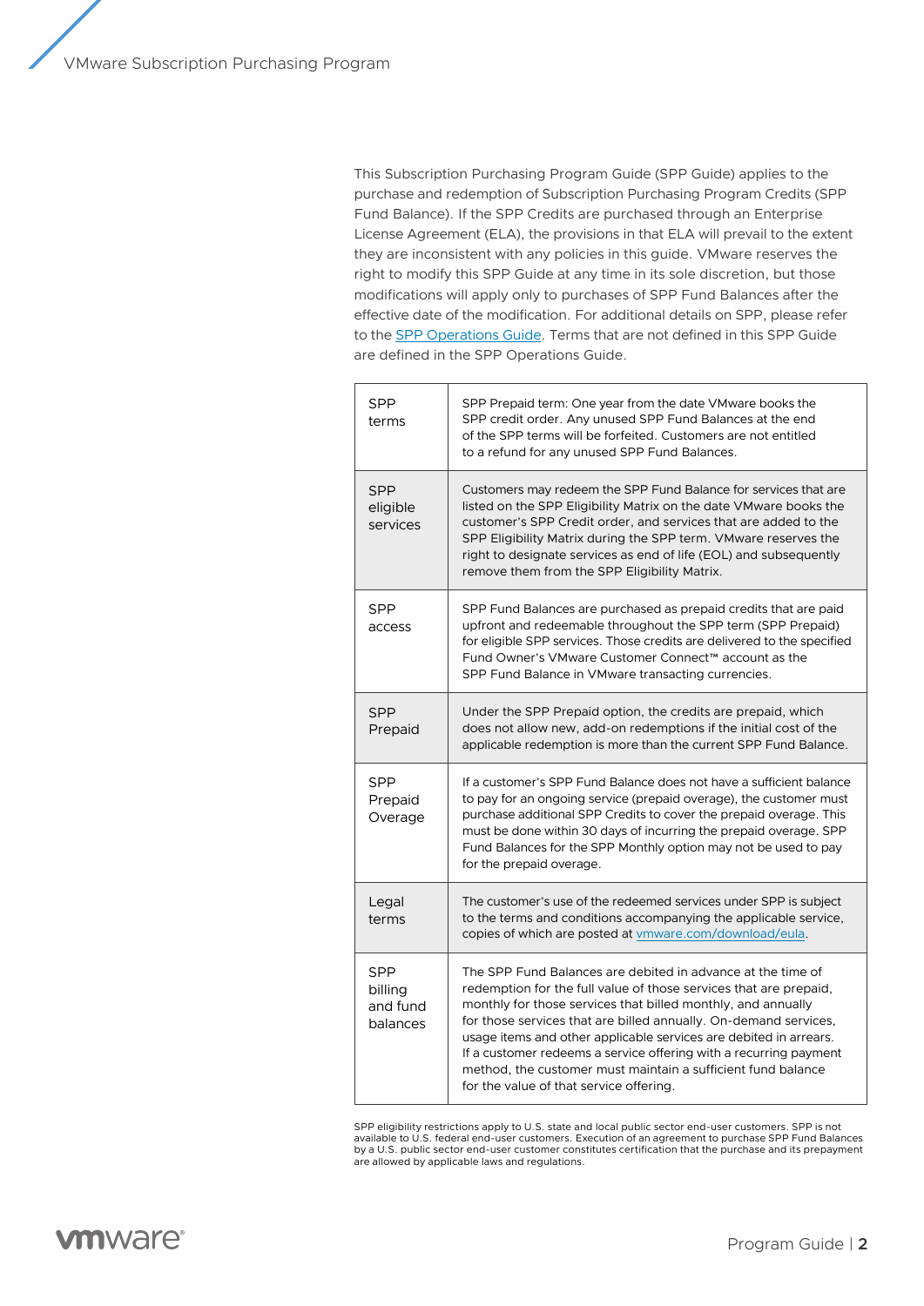This Subscription Purchasing Program Guide (SPP Guide) applies to the purchase and redemption of Subscription Purchasing Program Credits (SPP Fund Balance). If the SPP Credits are purchased through an Enterprise License Agreement (ELA), the provisions in that ELA will prevail to the extent they are inconsistent with any policies in this guide. VMware reserves the right to modify this SPP Guide at any time in its sole discretion, but those modifications will apply only to purchases of SPP Fund Balances after the effective date of the modification. For additional details on SPP, please refer to the [SPP Operations Guide](). Terms that are not defined in this SPP Guide are defined in the SPP Operations Guide.

| | |
|---|---|
| SPP terms | SPP Prepaid term: One year from the date VMware books the SPP credit order. Any unused SPP Fund Balances at the end of the SPP terms will be forfeited. Customers are not entitled to a refund for any unused SPP Fund Balances. |
| SPP eligible services | Customers may redeem the SPP Fund Balance for services that are listed on the SPP Eligibility Matrix on the date VMware books the customer's SPP Credit order, and services that are added to the SPP Eligibility Matrix during the SPP term. VMware reserves the right to designate services as end of life (EOL) and subsequently remove them from the SPP Eligibility Matrix. |
| SPP access | SPP Fund Balances are purchased as prepaid credits that are paid upfront and redeemable throughout the SPP term (SPP Prepaid) for eligible SPP services. Those credits are delivered to the specified Fund Owner's VMware Customer Connect™ account as the SPP Fund Balance in VMware transacting currencies. |
| SPP Prepaid | Under the SPP Prepaid option, the credits are prepaid, which does not allow new, add-on redemptions if the initial cost of the applicable redemption is more than the current SPP Fund Balance. |
| SPP Prepaid Overage | If a customer's SPP Fund Balance does not have a sufficient balance to pay for an ongoing service (prepaid overage), the customer must purchase additional SPP Credits to cover the prepaid overage. This must be done within 30 days of incurring the prepaid overage. SPP Fund Balances for the SPP Monthly option may not be used to pay for the prepaid overage. |
| Legal terms | The customer's use of the redeemed services under SPP is subject to the terms and conditions accompanying the applicable service, copies of which are posted at [vmware.com/download/eula](). |
| SPP billing and fund balances | The SPP Fund Balances are debited in advance at the time of redemption for the full value of those services that are prepaid, monthly for those services that billed monthly, and annually for those services that are billed annually. On-demand services, usage items and other applicable services are debited in arrears. If a customer redeems a service offering with a recurring payment method, the customer must maintain a sufficient fund balance for the value of that service offering. |

SPP eligibility restrictions apply to U.S. state and local public sector end-user customers. SPP is not available to U.S. federal end-user customers. Execution of an agreement to purchase SPP Fund Balances by a U.S. public sector end-user customer constitutes certification that the purchase and its prepayment are allowed by applicable laws and regulations.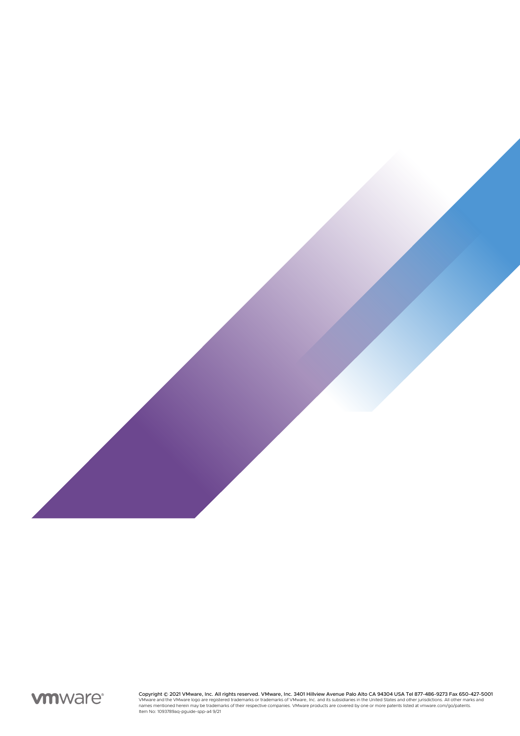Copyright © 2021 VMware, Inc. All rights reserved. VMware, Inc. 3401 Hillview Avenue Palo Alto CA 94304 USA Tel 877-486-9273 Fax 650-427-5001
VMware and the VMware logo are registered trademarks or trademarks of VMware, Inc. and its subsidiaries in the United States and other jurisdictions. All other marks and names mentioned herein may be trademarks of their respective companies. VMware products are covered by one or more patents listed at vmware.com/go/patents.
Item No: 1093789aq-pguide-spp-a4 9/21